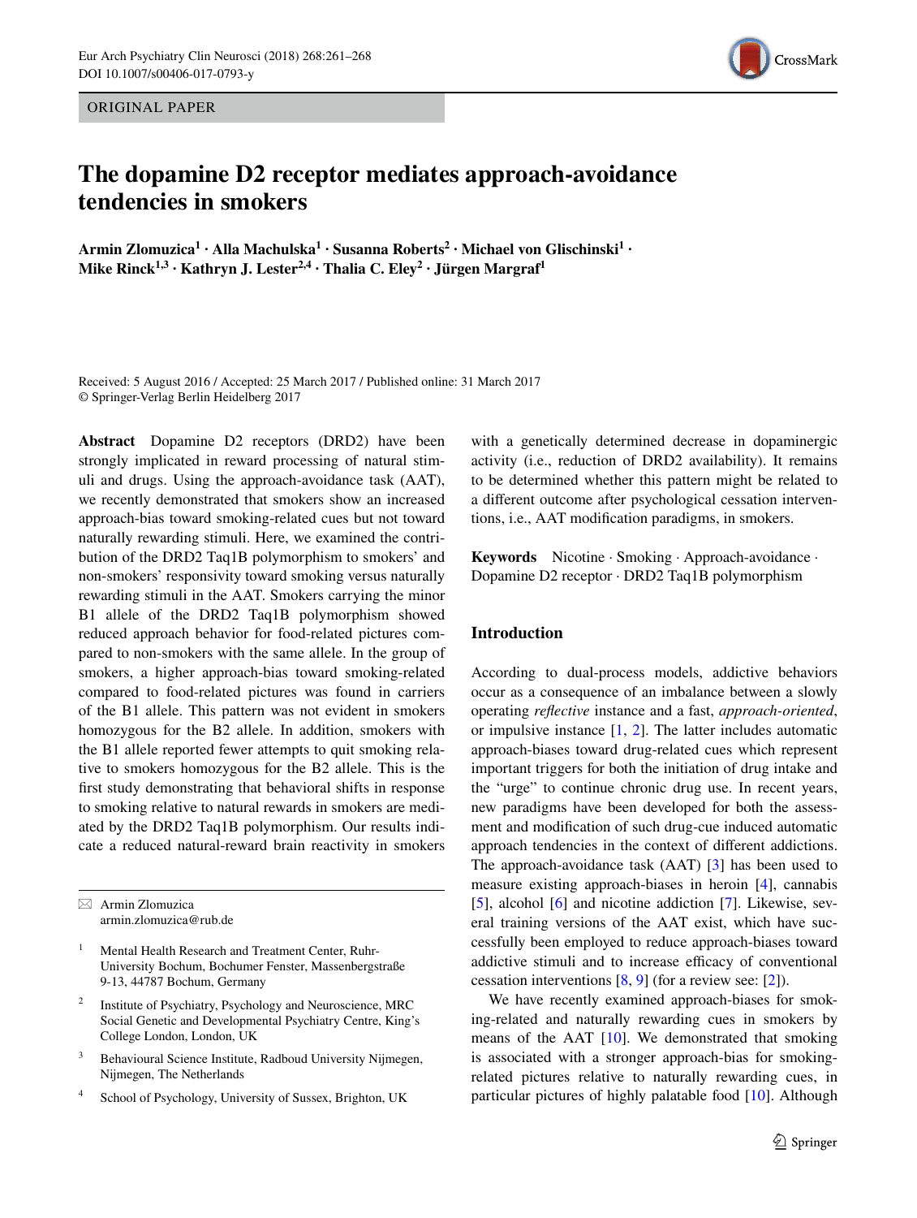ORIGINAL PAPER

# The dopamine D2 receptor mediates approach-avoidance tendencies in smokers

**Armin Zlomuzica[1] · Alla Machulska[1] · Susanna Roberts[2] · Michael von Glischinski[1] · Mike Rinck[1,3] · Kathryn J. Lester[2,4] · Thalia C. Eley[2] · Jürgen Margraf[1]**

Received: 5 August 2016 / Accepted: 25 March 2017 / Published online: 31 March 2017
© Springer-Verlag Berlin Heidelberg 2017

**Abstract** Dopamine D2 receptors (DRD2) have been strongly implicated in reward processing of natural stimuli and drugs. Using the approach-avoidance task (AAT), we recently demonstrated that smokers show an increased approach-bias toward smoking-related cues but not toward naturally rewarding stimuli. Here, we examined the contribution of the DRD2 Taq1B polymorphism to smokers' and non-smokers' responsivity toward smoking versus naturally rewarding stimuli in the AAT. Smokers carrying the minor B1 allele of the DRD2 Taq1B polymorphism showed reduced approach behavior for food-related pictures compared to non-smokers with the same allele. In the group of smokers, a higher approach-bias toward smoking-related compared to food-related pictures was found in carriers of the B1 allele. This pattern was not evident in smokers homozygous for the B2 allele. In addition, smokers with the B1 allele reported fewer attempts to quit smoking relative to smokers homozygous for the B2 allele. This is the first study demonstrating that behavioral shifts in response to smoking relative to natural rewards in smokers are mediated by the DRD2 Taq1B polymorphism. Our results indicate a reduced natural-reward brain reactivity in smokers with a genetically determined decrease in dopaminergic activity (i.e., reduction of DRD2 availability). It remains to be determined whether this pattern might be related to a different outcome after psychological cessation interventions, i.e., AAT modification paradigms, in smokers.

**Keywords** Nicotine · Smoking · Approach-avoidance · Dopamine D2 receptor · DRD2 Taq1B polymorphism

✉ Armin Zlomuzica
armin.zlomuzica@rub.de

[1] Mental Health Research and Treatment Center, Ruhr-University Bochum, Bochumer Fenster, Massenbergstraße 9-13, 44787 Bochum, Germany

[2] Institute of Psychiatry, Psychology and Neuroscience, MRC Social Genetic and Developmental Psychiatry Centre, King's College London, London, UK

[3] Behavioural Science Institute, Radboud University Nijmegen, Nijmegen, The Netherlands

[4] School of Psychology, University of Sussex, Brighton, UK

## Introduction

According to dual-process models, addictive behaviors occur as a consequence of an imbalance between a slowly operating *reflective* instance and a fast, *approach-oriented*, or impulsive instance [1, 2]. The latter includes automatic approach-biases toward drug-related cues which represent important triggers for both the initiation of drug intake and the "urge" to continue chronic drug use. In recent years, new paradigms have been developed for both the assessment and modification of such drug-cue induced automatic approach tendencies in the context of different addictions. The approach-avoidance task (AAT) [3] has been used to measure existing approach-biases in heroin [4], cannabis [5], alcohol [6] and nicotine addiction [7]. Likewise, several training versions of the AAT exist, which have successfully been employed to reduce approach-biases toward addictive stimuli and to increase efficacy of conventional cessation interventions [8, 9] (for a review see: [2]).

We have recently examined approach-biases for smoking-related and naturally rewarding cues in smokers by means of the AAT [10]. We demonstrated that smoking is associated with a stronger approach-bias for smoking-related pictures relative to naturally rewarding cues, in particular pictures of highly palatable food [10]. Although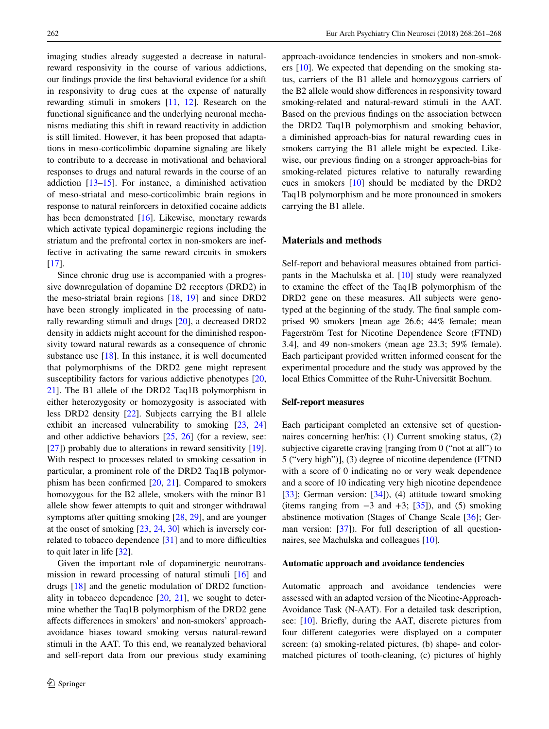imaging studies already suggested a decrease in natural-reward responsivity in the course of various addictions, our findings provide the first behavioral evidence for a shift in responsivity to drug cues at the expense of naturally rewarding stimuli in smokers [11, 12]. Research on the functional significance and the underlying neuronal mechanisms mediating this shift in reward reactivity in addiction is still limited. However, it has been proposed that adaptations in meso-corticolimbic dopamine signaling are likely to contribute to a decrease in motivational and behavioral responses to drugs and natural rewards in the course of an addiction [13–15]. For instance, a diminished activation of meso-striatal and meso-corticolimbic brain regions in response to natural reinforcers in detoxified cocaine addicts has been demonstrated [16]. Likewise, monetary rewards which activate typical dopaminergic regions including the striatum and the prefrontal cortex in non-smokers are ineffective in activating the same reward circuits in smokers [17].

Since chronic drug use is accompanied with a progressive downregulation of dopamine D2 receptors (DRD2) in the meso-striatal brain regions [18, 19] and since DRD2 have been strongly implicated in the processing of naturally rewarding stimuli and drugs [20], a decreased DRD2 density in addicts might account for the diminished responsivity toward natural rewards as a consequence of chronic substance use [18]. In this instance, it is well documented that polymorphisms of the DRD2 gene might represent susceptibility factors for various addictive phenotypes [20, 21]. The B1 allele of the DRD2 Taq1B polymorphism in either heterozygosity or homozygosity is associated with less DRD2 density [22]. Subjects carrying the B1 allele exhibit an increased vulnerability to smoking [23, 24] and other addictive behaviors [25, 26] (for a review, see: [27]) probably due to alterations in reward sensitivity [19]. With respect to processes related to smoking cessation in particular, a prominent role of the DRD2 Taq1B polymorphism has been confirmed [20, 21]. Compared to smokers homozygous for the B2 allele, smokers with the minor B1 allele show fewer attempts to quit and stronger withdrawal symptoms after quitting smoking [28, 29], and are younger at the onset of smoking [23, 24, 30] which is inversely correlated to tobacco dependence [31] and to more difficulties to quit later in life [32].

Given the important role of dopaminergic neurotransmission in reward processing of natural stimuli [16] and drugs [18] and the genetic modulation of DRD2 functionality in tobacco dependence [20, 21], we sought to determine whether the Taq1B polymorphism of the DRD2 gene affects differences in smokers' and non-smokers' approach-avoidance biases toward smoking versus natural-reward stimuli in the AAT. To this end, we reanalyzed behavioral and self-report data from our previous study examining approach-avoidance tendencies in smokers and non-smokers [10]. We expected that depending on the smoking status, carriers of the B1 allele and homozygous carriers of the B2 allele would show differences in responsivity toward smoking-related and natural-reward stimuli in the AAT. Based on the previous findings on the association between the DRD2 Taq1B polymorphism and smoking behavior, a diminished approach-bias for natural rewarding cues in smokers carrying the B1 allele might be expected. Likewise, our previous finding on a stronger approach-bias for smoking-related pictures relative to naturally rewarding cues in smokers [10] should be mediated by the DRD2 Taq1B polymorphism and be more pronounced in smokers carrying the B1 allele.

## Materials and methods

Self-report and behavioral measures obtained from participants in the Machulska et al. [10] study were reanalyzed to examine the effect of the Taq1B polymorphism of the DRD2 gene on these measures. All subjects were genotyped at the beginning of the study. The final sample comprised 90 smokers [mean age 26.6; 44% female; mean Fagerström Test for Nicotine Dependence Score (FTND) 3.4], and 49 non-smokers (mean age 23.3; 59% female). Each participant provided written informed consent for the experimental procedure and the study was approved by the local Ethics Committee of the Ruhr-Universität Bochum.

### Self-report measures

Each participant completed an extensive set of questionnaires concerning her/his: (1) Current smoking status, (2) subjective cigarette craving [ranging from 0 ("not at all") to 5 ("very high")], (3) degree of nicotine dependence (FTND with a score of 0 indicating no or very weak dependence and a score of 10 indicating very high nicotine dependence [33]; German version: [34]), (4) attitude toward smoking (items ranging from −3 and +3; [35]), and (5) smoking abstinence motivation (Stages of Change Scale [36]; German version: [37]). For full description of all questionnaires, see Machulska and colleagues [10].

### Automatic approach and avoidance tendencies

Automatic approach and avoidance tendencies were assessed with an adapted version of the Nicotine-Approach-Avoidance Task (N-AAT). For a detailed task description, see: [10]. Briefly, during the AAT, discrete pictures from four different categories were displayed on a computer screen: (a) smoking-related pictures, (b) shape- and color-matched pictures of tooth-cleaning, (c) pictures of highly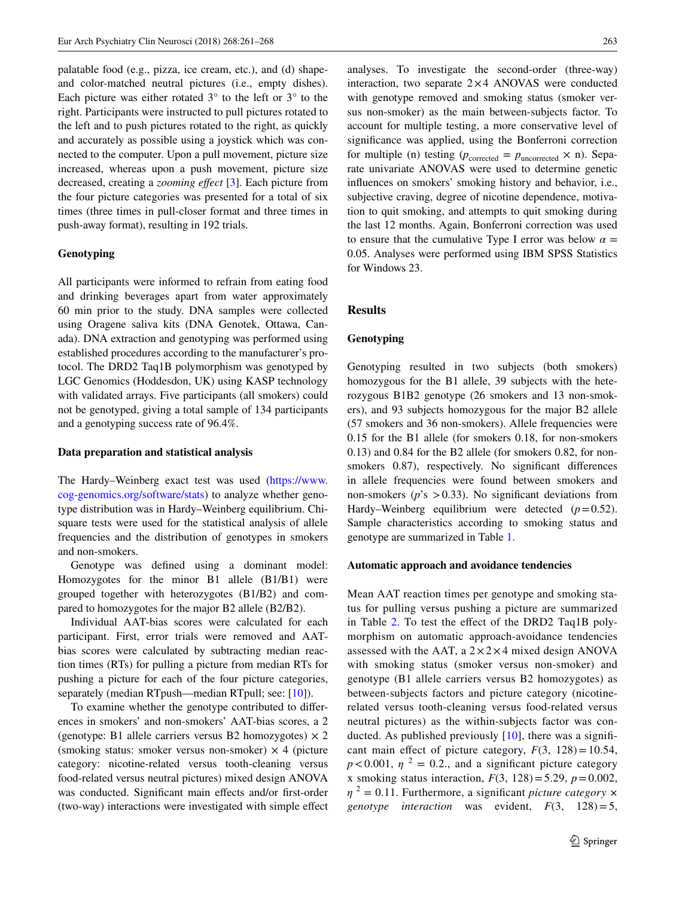palatable food (e.g., pizza, ice cream, etc.), and (d) shape- and color-matched neutral pictures (i.e., empty dishes). Each picture was either rotated 3° to the left or 3° to the right. Participants were instructed to pull pictures rotated to the left and to push pictures rotated to the right, as quickly and accurately as possible using a joystick which was connected to the computer. Upon a pull movement, picture size increased, whereas upon a push movement, picture size decreased, creating a *zooming effect* [3]. Each picture from the four picture categories was presented for a total of six times (three times in pull-closer format and three times in push-away format), resulting in 192 trials.

### Genotyping

All participants were informed to refrain from eating food and drinking beverages apart from water approximately 60 min prior to the study. DNA samples were collected using Oragene saliva kits (DNA Genotek, Ottawa, Canada). DNA extraction and genotyping was performed using established procedures according to the manufacturer's protocol. The DRD2 Taq1B polymorphism was genotyped by LGC Genomics (Hoddesdon, UK) using KASP technology with validated arrays. Five participants (all smokers) could not be genotyped, giving a total sample of 134 participants and a genotyping success rate of 96.4%.

### Data preparation and statistical analysis

The Hardy–Weinberg exact test was used (https://www.cog-genomics.org/software/stats) to analyze whether genotype distribution was in Hardy–Weinberg equilibrium. Chi-square tests were used for the statistical analysis of allele frequencies and the distribution of genotypes in smokers and non-smokers.

Genotype was defined using a dominant model: Homozygotes for the minor B1 allele (B1/B1) were grouped together with heterozygotes (B1/B2) and compared to homozygotes for the major B2 allele (B2/B2).

Individual AAT-bias scores were calculated for each participant. First, error trials were removed and AAT-bias scores were calculated by subtracting median reaction times (RTs) for pulling a picture from median RTs for pushing a picture for each of the four picture categories, separately (median RTpush—median RTpull; see: [10]).

To examine whether the genotype contributed to differences in smokers' and non-smokers' AAT-bias scores, a 2 (genotype: B1 allele carriers versus B2 homozygotes) × 2 (smoking status: smoker versus non-smoker) × 4 (picture category: nicotine-related versus tooth-cleaning versus food-related versus neutral pictures) mixed design ANOVA was conducted. Significant main effects and/or first-order (two-way) interactions were investigated with simple effect analyses. To investigate the second-order (three-way) interaction, two separate 2×4 ANOVAS were conducted with genotype removed and smoking status (smoker versus non-smoker) as the main between-subjects factor. To account for multiple testing, a more conservative level of significance was applied, using the Bonferroni correction for multiple (n) testing ($p_{\text{corrected}} = p_{\text{uncorrected}} \times$ n). Separate univariate ANOVAS were used to determine genetic influences on smokers' smoking history and behavior, i.e., subjective craving, degree of nicotine dependence, motivation to quit smoking, and attempts to quit smoking during the last 12 months. Again, Bonferroni correction was used to ensure that the cumulative Type I error was below $\alpha = 0.05$. Analyses were performed using IBM SPSS Statistics for Windows 23.

## Results

### Genotyping

Genotyping resulted in two subjects (both smokers) homozygous for the B1 allele, 39 subjects with the heterozygous B1B2 genotype (26 smokers and 13 non-smokers), and 93 subjects homozygous for the major B2 allele (57 smokers and 36 non-smokers). Allele frequencies were 0.15 for the B1 allele (for smokers 0.18, for non-smokers 0.13) and 0.84 for the B2 allele (for smokers 0.82, for non-smokers 0.87), respectively. No significant differences in allele frequencies were found between smokers and non-smokers ($p$'s $>0.33$). No significant deviations from Hardy–Weinberg equilibrium were detected ($p=0.52$). Sample characteristics according to smoking status and genotype are summarized in Table 1.

### Automatic approach and avoidance tendencies

Mean AAT reaction times per genotype and smoking status for pulling versus pushing a picture are summarized in Table 2. To test the effect of the DRD2 Taq1B polymorphism on automatic approach-avoidance tendencies assessed with the AAT, a 2×2×4 mixed design ANOVA with smoking status (smoker versus non-smoker) and genotype (B1 allele carriers versus B2 homozygotes) as between-subjects factors and picture category (nicotine-related versus tooth-cleaning versus food-related versus neutral pictures) as the within-subjects factor was conducted. As published previously [10], there was a significant main effect of picture category, $F(3, 128)=10.54$, $p<0.001$, $\eta^2 = 0.2$., and a significant picture category x smoking status interaction, $F(3, 128)=5.29$, $p=0.002$, $\eta^2 = 0.11$. Furthermore, a significant *picture category* × *genotype interaction* was evident, $F(3, 128)=5$,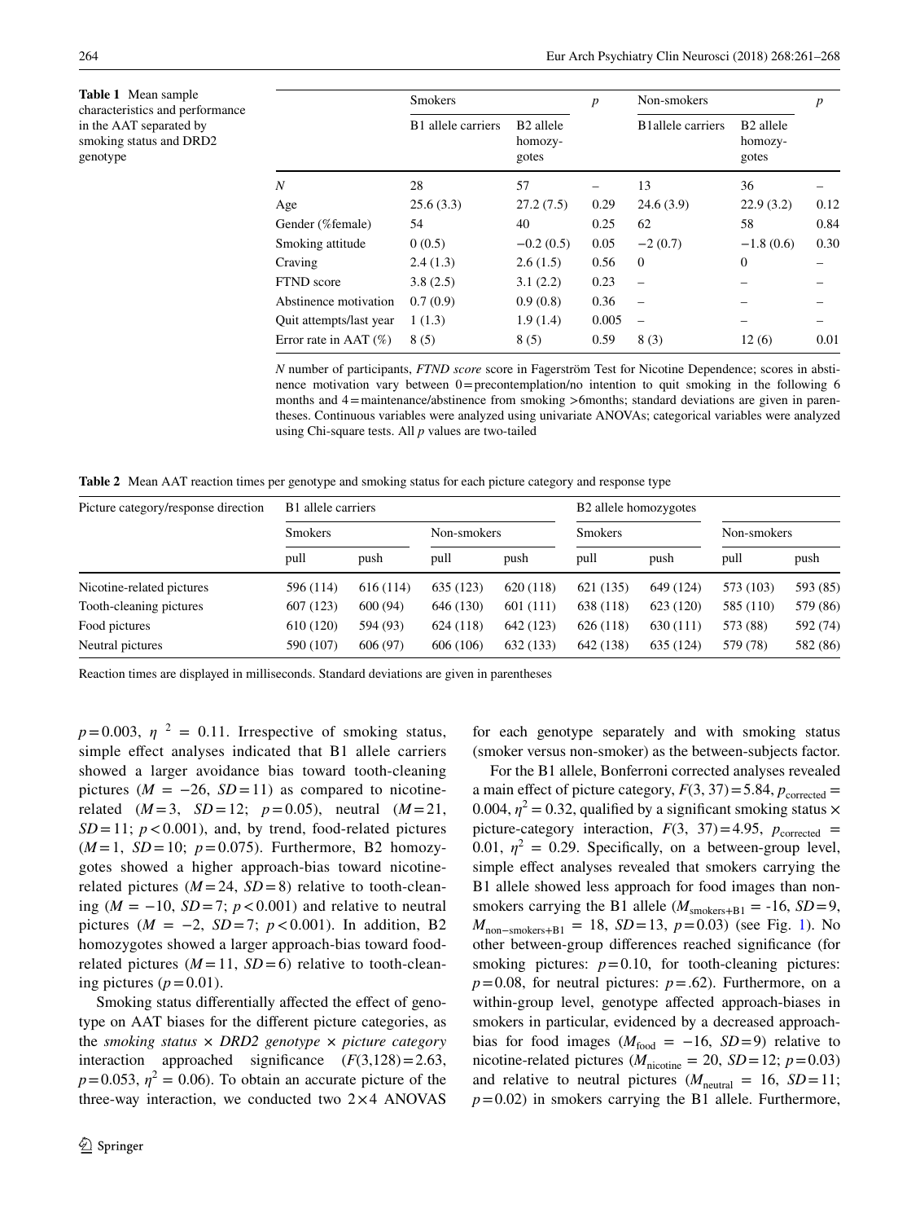**Table 1** Mean sample characteristics and performance in the AAT separated by smoking status and DRD2 genotype

| | Smokers | | *p* | Non-smokers | | *p* |
|---|---|---|---|---|---|---|
| | B1 allele carriers | B2 allele homozygotes | | B1allele carriers | B2 allele homozygotes | |
| *N* | 28 | 57 | – | 13 | 36 | – |
| Age | 25.6 (3.3) | 27.2 (7.5) | 0.29 | 24.6 (3.9) | 22.9 (3.2) | 0.12 |
| Gender (%female) | 54 | 40 | 0.25 | 62 | 58 | 0.84 |
| Smoking attitude | 0 (0.5) | −0.2 (0.5) | 0.05 | −2 (0.7) | −1.8 (0.6) | 0.30 |
| Craving | 2.4 (1.3) | 2.6 (1.5) | 0.56 | 0 | 0 | – |
| FTND score | 3.8 (2.5) | 3.1 (2.2) | 0.23 | – | – | – |
| Abstinence motivation | 0.7 (0.9) | 0.9 (0.8) | 0.36 | – | – | – |
| Quit attempts/last year | 1 (1.3) | 1.9 (1.4) | 0.005 | – | – | – |
| Error rate in AAT (%) | 8 (5) | 8 (5) | 0.59 | 8 (3) | 12 (6) | 0.01 |

*N* number of participants, *FTND score* score in Fagerström Test for Nicotine Dependence; scores in abstinence motivation vary between 0 = precontemplation/no intention to quit smoking in the following 6 months and 4 = maintenance/abstinence from smoking >6months; standard deviations are given in parentheses. Continuous variables were analyzed using univariate ANOVAs; categorical variables were analyzed using Chi-square tests. All *p* values are two-tailed

**Table 2** Mean AAT reaction times per genotype and smoking status for each picture category and response type

| Picture category/response direction | B1 allele carriers | | | | B2 allele homozygotes | | | |
|---|---|---|---|---|---|---|---|---|
| | Smokers | | Non-smokers | | Smokers | | Non-smokers | |
| | pull | push | pull | push | pull | push | pull | push |
| Nicotine-related pictures | 596 (114) | 616 (114) | 635 (123) | 620 (118) | 621 (135) | 649 (124) | 573 (103) | 593 (85) |
| Tooth-cleaning pictures | 607 (123) | 600 (94) | 646 (130) | 601 (111) | 638 (118) | 623 (120) | 585 (110) | 579 (86) |
| Food pictures | 610 (120) | 594 (93) | 624 (118) | 642 (123) | 626 (118) | 630 (111) | 573 (88) | 592 (74) |
| Neutral pictures | 590 (107) | 606 (97) | 606 (106) | 632 (133) | 642 (138) | 635 (124) | 579 (78) | 582 (86) |

Reaction times are displayed in milliseconds. Standard deviations are given in parentheses

$p = 0.003$, $\eta^2 = 0.11$. Irrespective of smoking status, simple effect analyses indicated that B1 allele carriers showed a larger avoidance bias toward tooth-cleaning pictures ($M = -26$, $SD = 11$) as compared to nicotine-related ($M = 3$, $SD = 12$; $p = 0.05$), neutral ($M = 21$, $SD = 11$; $p < 0.001$), and, by trend, food-related pictures ($M = 1$, $SD = 10$; $p = 0.075$). Furthermore, B2 homozygotes showed a higher approach-bias toward nicotine-related pictures ($M = 24$, $SD = 8$) relative to tooth-cleaning ($M = -10$, $SD = 7$; $p < 0.001$) and relative to neutral pictures ($M = -2$, $SD = 7$; $p < 0.001$). In addition, B2 homozygotes showed a larger approach-bias toward food-related pictures ($M = 11$, $SD = 6$) relative to tooth-cleaning pictures ($p = 0.01$).

Smoking status differentially affected the effect of genotype on AAT biases for the different picture categories, as the *smoking status × DRD2 genotype × picture category* interaction approached significance ($F(3,128) = 2.63$, $p = 0.053$, $\eta^2 = 0.06$). To obtain an accurate picture of the three-way interaction, we conducted two 2×4 ANOVAS for each genotype separately and with smoking status (smoker versus non-smoker) as the between-subjects factor.

For the B1 allele, Bonferroni corrected analyses revealed a main effect of picture category, $F(3, 37) = 5.84$, $p_{corrected} = 0.004$, $\eta^2 = 0.32$, qualified by a significant smoking status × picture-category interaction, $F(3, 37) = 4.95$, $p_{corrected} = 0.01$, $\eta^2 = 0.29$. Specifically, on a between-group level, simple effect analyses revealed that smokers carrying the B1 allele showed less approach for food images than non-smokers carrying the B1 allele ($M_{smokers+B1} = -16$, $SD = 9$, $M_{non-smokers+B1} = 18$, $SD = 13$, $p = 0.03$) (see Fig. 1). No other between-group differences reached significance (for smoking pictures: $p = 0.10$, for tooth-cleaning pictures: $p = 0.08$, for neutral pictures: $p = .62$). Furthermore, on a within-group level, genotype affected approach-biases in smokers in particular, evidenced by a decreased approach-bias for food images ($M_{food} = -16$, $SD = 9$) relative to nicotine-related pictures ($M_{nicotine} = 20$, $SD = 12$; $p = 0.03$) and relative to neutral pictures ($M_{neutral} = 16$, $SD = 11$; $p = 0.02$) in smokers carrying the B1 allele. Furthermore,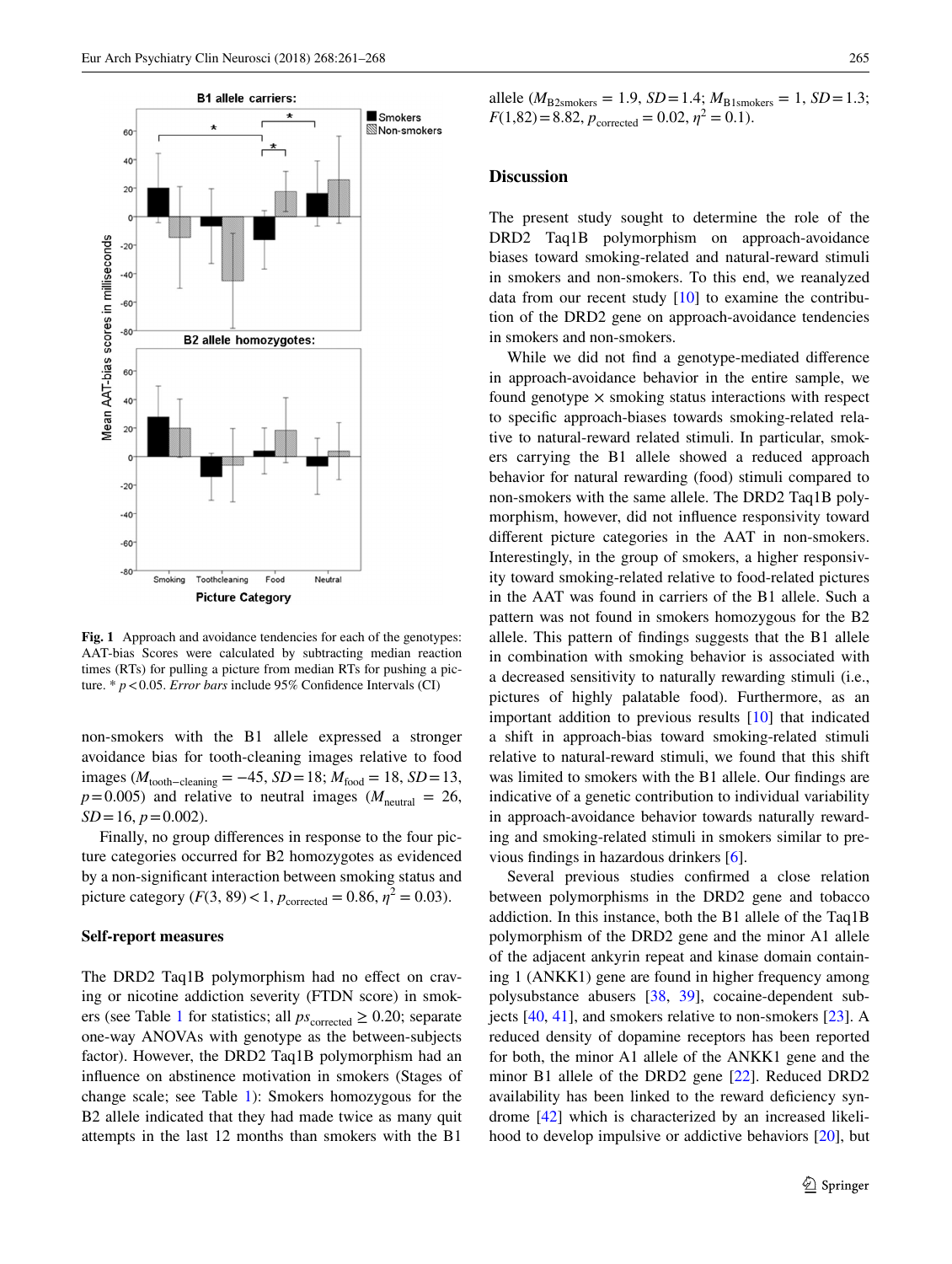Fig. 1 Approach and avoidance tendencies for each of the genotypes: AAT-bias Scores were calculated by subtracting median reaction times (RTs) for pulling a picture from median RTs for pushing a picture. * $p < 0.05$. *Error bars* include 95% Confidence Intervals (CI)

non-smokers with the B1 allele expressed a stronger avoidance bias for tooth-cleaning images relative to food images ($M_{\text{tooth-cleaning}} = -45$, $SD = 18$; $M_{\text{food}} = 18$, $SD = 13$, $p = 0.005$) and relative to neutral images ($M_{\text{neutral}} = 26$, $SD = 16$, $p = 0.002$).

Finally, no group differences in response to the four picture categories occurred for B2 homozygotes as evidenced by a non-significant interaction between smoking status and picture category ($F(3, 89) < 1$, $p_{\text{corrected}} = 0.86$, $\eta^2 = 0.03$).

### Self-report measures

The DRD2 Taq1B polymorphism had no effect on craving or nicotine addiction severity (FTDN score) in smokers (see Table 1 for statistics; all $ps_{\text{corrected}} \geq 0.20$; separate one-way ANOVAs with genotype as the between-subjects factor). However, the DRD2 Taq1B polymorphism had an influence on abstinence motivation in smokers (Stages of change scale; see Table 1): Smokers homozygous for the B2 allele indicated that they had made twice as many quit attempts in the last 12 months than smokers with the B1 allele ($M_{\text{B2smokers}} = 1.9$, $SD = 1.4$; $M_{\text{B1smokers}} = 1$, $SD = 1.3$; $F(1,82) = 8.82$, $p_{\text{corrected}} = 0.02$, $\eta^2 = 0.1$).

## Discussion

The present study sought to determine the role of the DRD2 Taq1B polymorphism on approach-avoidance biases toward smoking-related and natural-reward stimuli in smokers and non-smokers. To this end, we reanalyzed data from our recent study [10] to examine the contribution of the DRD2 gene on approach-avoidance tendencies in smokers and non-smokers.

While we did not find a genotype-mediated difference in approach-avoidance behavior in the entire sample, we found genotype × smoking status interactions with respect to specific approach-biases towards smoking-related relative to natural-reward related stimuli. In particular, smokers carrying the B1 allele showed a reduced approach behavior for natural rewarding (food) stimuli compared to non-smokers with the same allele. The DRD2 Taq1B polymorphism, however, did not influence responsivity toward different picture categories in the AAT in non-smokers. Interestingly, in the group of smokers, a higher responsivity toward smoking-related relative to food-related pictures in the AAT was found in carriers of the B1 allele. Such a pattern was not found in smokers homozygous for the B2 allele. This pattern of findings suggests that the B1 allele in combination with smoking behavior is associated with a decreased sensitivity to naturally rewarding stimuli (i.e., pictures of highly palatable food). Furthermore, as an important addition to previous results [10] that indicated a shift in approach-bias toward smoking-related stimuli relative to natural-reward stimuli, we found that this shift was limited to smokers with the B1 allele. Our findings are indicative of a genetic contribution to individual variability in approach-avoidance behavior towards naturally rewarding and smoking-related stimuli in smokers similar to previous findings in hazardous drinkers [6].

Several previous studies confirmed a close relation between polymorphisms in the DRD2 gene and tobacco addiction. In this instance, both the B1 allele of the Taq1B polymorphism of the DRD2 gene and the minor A1 allele of the adjacent ankyrin repeat and kinase domain containing 1 (ANKK1) gene are found in higher frequency among polysubstance abusers [38, 39], cocaine-dependent subjects [40, 41], and smokers relative to non-smokers [23]. A reduced density of dopamine receptors has been reported for both, the minor A1 allele of the ANKK1 gene and the minor B1 allele of the DRD2 gene [22]. Reduced DRD2 availability has been linked to the reward deficiency syndrome [42] which is characterized by an increased likelihood to develop impulsive or addictive behaviors [20], but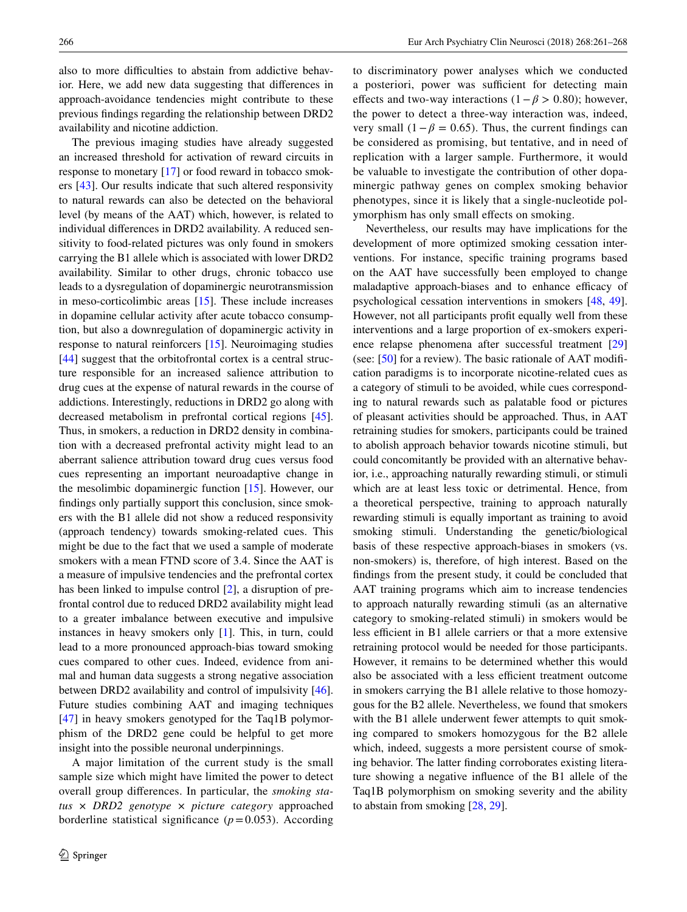also to more difficulties to abstain from addictive behavior. Here, we add new data suggesting that differences in approach-avoidance tendencies might contribute to these previous findings regarding the relationship between DRD2 availability and nicotine addiction.

The previous imaging studies have already suggested an increased threshold for activation of reward circuits in response to monetary [17] or food reward in tobacco smokers [43]. Our results indicate that such altered responsivity to natural rewards can also be detected on the behavioral level (by means of the AAT) which, however, is related to individual differences in DRD2 availability. A reduced sensitivity to food-related pictures was only found in smokers carrying the B1 allele which is associated with lower DRD2 availability. Similar to other drugs, chronic tobacco use leads to a dysregulation of dopaminergic neurotransmission in meso-corticolimbic areas [15]. These include increases in dopamine cellular activity after acute tobacco consumption, but also a downregulation of dopaminergic activity in response to natural reinforcers [15]. Neuroimaging studies [44] suggest that the orbitofrontal cortex is a central structure responsible for an increased salience attribution to drug cues at the expense of natural rewards in the course of addictions. Interestingly, reductions in DRD2 go along with decreased metabolism in prefrontal cortical regions [45]. Thus, in smokers, a reduction in DRD2 density in combination with a decreased prefrontal activity might lead to an aberrant salience attribution toward drug cues versus food cues representing an important neuroadaptive change in the mesolimbic dopaminergic function [15]. However, our findings only partially support this conclusion, since smokers with the B1 allele did not show a reduced responsivity (approach tendency) towards smoking-related cues. This might be due to the fact that we used a sample of moderate smokers with a mean FTND score of 3.4. Since the AAT is a measure of impulsive tendencies and the prefrontal cortex has been linked to impulse control [2], a disruption of prefrontal control due to reduced DRD2 availability might lead to a greater imbalance between executive and impulsive instances in heavy smokers only [1]. This, in turn, could lead to a more pronounced approach-bias toward smoking cues compared to other cues. Indeed, evidence from animal and human data suggests a strong negative association between DRD2 availability and control of impulsivity [46]. Future studies combining AAT and imaging techniques [47] in heavy smokers genotyped for the Taq1B polymorphism of the DRD2 gene could be helpful to get more insight into the possible neuronal underpinnings.

A major limitation of the current study is the small sample size which might have limited the power to detect overall group differences. In particular, the *smoking status × DRD2 genotype × picture category* approached borderline statistical significance ($p = 0.053$). According to discriminatory power analyses which we conducted a posteriori, power was sufficient for detecting main effects and two-way interactions ($1 - \beta > 0.80$); however, the power to detect a three-way interaction was, indeed, very small ($1 - \beta = 0.65$). Thus, the current findings can be considered as promising, but tentative, and in need of replication with a larger sample. Furthermore, it would be valuable to investigate the contribution of other dopaminergic pathway genes on complex smoking behavior phenotypes, since it is likely that a single-nucleotide polymorphism has only small effects on smoking.

Nevertheless, our results may have implications for the development of more optimized smoking cessation interventions. For instance, specific training programs based on the AAT have successfully been employed to change maladaptive approach-biases and to enhance efficacy of psychological cessation interventions in smokers [48, 49]. However, not all participants profit equally well from these interventions and a large proportion of ex-smokers experience relapse phenomena after successful treatment [29] (see: [50] for a review). The basic rationale of AAT modification paradigms is to incorporate nicotine-related cues as a category of stimuli to be avoided, while cues corresponding to natural rewards such as palatable food or pictures of pleasant activities should be approached. Thus, in AAT retraining studies for smokers, participants could be trained to abolish approach behavior towards nicotine stimuli, but could concomitantly be provided with an alternative behavior, i.e., approaching naturally rewarding stimuli, or stimuli which are at least less toxic or detrimental. Hence, from a theoretical perspective, training to approach naturally rewarding stimuli is equally important as training to avoid smoking stimuli. Understanding the genetic/biological basis of these respective approach-biases in smokers (vs. non-smokers) is, therefore, of high interest. Based on the findings from the present study, it could be concluded that AAT training programs which aim to increase tendencies to approach naturally rewarding stimuli (as an alternative category to smoking-related stimuli) in smokers would be less efficient in B1 allele carriers or that a more extensive retraining protocol would be needed for those participants. However, it remains to be determined whether this would also be associated with a less efficient treatment outcome in smokers carrying the B1 allele relative to those homozygous for the B2 allele. Nevertheless, we found that smokers with the B1 allele underwent fewer attempts to quit smoking compared to smokers homozygous for the B2 allele which, indeed, suggests a more persistent course of smoking behavior. The latter finding corroborates existing literature showing a negative influence of the B1 allele of the Taq1B polymorphism on smoking severity and the ability to abstain from smoking [28, 29].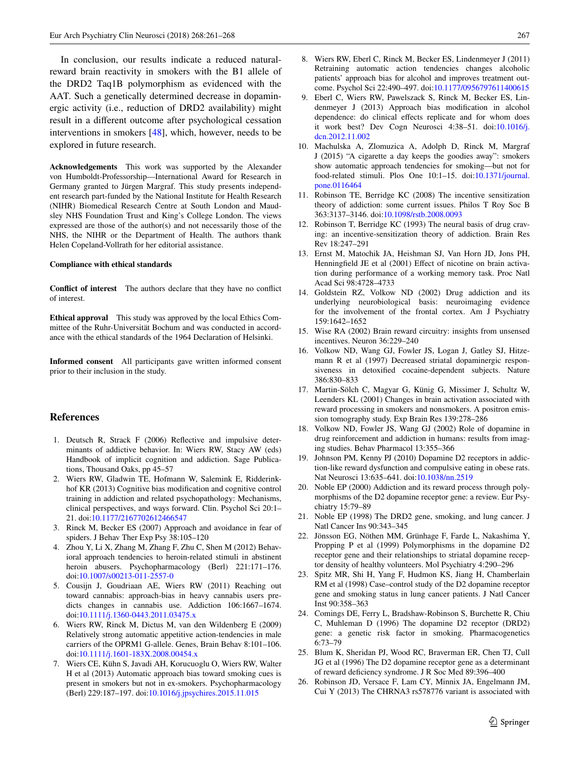In conclusion, our results indicate a reduced natural-reward brain reactivity in smokers with the B1 allele of the DRD2 Taq1B polymorphism as evidenced with the AAT. Such a genetically determined decrease in dopaminergic activity (i.e., reduction of DRD2 availability) might result in a different outcome after psychological cessation interventions in smokers [48], which, however, needs to be explored in future research.

**Acknowledgements** This work was supported by the Alexander von Humboldt-Professorship—International Award for Research in Germany granted to Jürgen Margraf. This study presents independent research part-funded by the National Institute for Health Research (NIHR) Biomedical Research Centre at South London and Maudsley NHS Foundation Trust and King's College London. The views expressed are those of the author(s) and not necessarily those of the NHS, the NIHR or the Department of Health. The authors thank Helen Copeland-Vollrath for her editorial assistance.

**Compliance with ethical standards**

**Conflict of interest** The authors declare that they have no conflict of interest.

**Ethical approval** This study was approved by the local Ethics Committee of the Ruhr-Universität Bochum and was conducted in accordance with the ethical standards of the 1964 Declaration of Helsinki.

**Informed consent** All participants gave written informed consent prior to their inclusion in the study.

## References

1. Deutsch R, Strack F (2006) Reflective and impulsive determinants of addictive behavior. In: Wiers RW, Stacy AW (eds) Handbook of implicit cognition and addiction. Sage Publications, Thousand Oaks, pp 45–57
2. Wiers RW, Gladwin TE, Hofmann W, Salemink E, Ridderinkhof KR (2013) Cognitive bias modification and cognitive control training in addiction and related psychopathology: Mechanisms, clinical perspectives, and ways forward. Clin. Psychol Sci 20:1–21. doi:10.1177/2167702612466547
3. Rinck M, Becker ES (2007) Approach and avoidance in fear of spiders. J Behav Ther Exp Psy 38:105–120
4. Zhou Y, Li X, Zhang M, Zhang F, Zhu C, Shen M (2012) Behavioral approach tendencies to heroin-related stimuli in abstinent heroin abusers. Psychopharmacology (Berl) 221:171–176. doi:10.1007/s00213-011-2557-0
5. Cousijn J, Goudriaan AE, Wiers RW (2011) Reaching out toward cannabis: approach-bias in heavy cannabis users predicts changes in cannabis use. Addiction 106:1667–1674. doi:10.1111/j.1360-0443.2011.03475.x
6. Wiers RW, Rinck M, Dictus M, van den Wildenberg E (2009) Relatively strong automatic appetitive action-tendencies in male carriers of the OPRM1 G-allele. Genes, Brain Behav 8:101–106. doi:10.1111/j.1601-183X.2008.00454.x
7. Wiers CE, Kühn S, Javadi AH, Korucuoglu O, Wiers RW, Walter H et al (2013) Automatic approach bias toward smoking cues is present in smokers but not in ex-smokers. Psychopharmacology (Berl) 229:187–197. doi:10.1016/j.jpsychires.2015.11.015
8. Wiers RW, Eberl C, Rinck M, Becker ES, Lindenmeyer J (2011) Retraining automatic action tendencies changes alcoholic patients' approach bias for alcohol and improves treatment outcome. Psychol Sci 22:490–497. doi:10.1177/0956797611400615
9. Eberl C, Wiers RW, Pawelszack S, Rinck M, Becker ES, Lindenmeyer J (2013) Approach bias modification in alcohol dependence: do clinical effects replicate and for whom does it work best? Dev Cogn Neurosci 4:38–51. doi:10.1016/j.dcn.2012.11.002
10. Machulska A, Zlomuzica A, Adolph D, Rinck M, Margraf J (2015) "A cigarette a day keeps the goodies away": smokers show automatic approach tendencies for smoking—but not for food-related stimuli. Plos One 10:1–15. doi:10.1371/journal.pone.0116464
11. Robinson TE, Berridge KC (2008) The incentive sensitization theory of addiction: some current issues. Philos T Roy Soc B 363:3137–3146. doi:10.1098/rstb.2008.0093
12. Robinson T, Berridge KC (1993) The neural basis of drug craving: an incentive-sensitization theory of addiction. Brain Res Rev 18:247–291
13. Ernst M, Matochik JA, Heishman SJ, Van Horn JD, Jons PH, Henningfield JE et al (2001) Effect of nicotine on brain activation during performance of a working memory task. Proc Natl Acad Sci 98:4728–4733
14. Goldstein RZ, Volkow ND (2002) Drug addiction and its underlying neurobiological basis: neuroimaging evidence for the involvement of the frontal cortex. Am J Psychiatry 159:1642–1652
15. Wise RA (2002) Brain reward circuitry: insights from unsensed incentives. Neuron 36:229–240
16. Volkow ND, Wang GJ, Fowler JS, Logan J, Gatley SJ, Hitzemann R et al (1997) Decreased striatal dopaminergic responsiveness in detoxified cocaine-dependent subjects. Nature 386:830–833
17. Martin-Sölch C, Magyar G, Künig G, Missimer J, Schultz W, Leenders KL (2001) Changes in brain activation associated with reward processing in smokers and nonsmokers. A positron emission tomography study. Exp Brain Res 139:278–286
18. Volkow ND, Fowler JS, Wang GJ (2002) Role of dopamine in drug reinforcement and addiction in humans: results from imaging studies. Behav Pharmacol 13:355–366
19. Johnson PM, Kenny PJ (2010) Dopamine D2 receptors in addiction-like reward dysfunction and compulsive eating in obese rats. Nat Neurosci 13:635–641. doi:10.1038/nn.2519
20. Noble EP (2000) Addiction and its reward process through polymorphisms of the D2 dopamine receptor gene: a review. Eur Psychiatry 15:79–89
21. Noble EP (1998) The DRD2 gene, smoking, and lung cancer. J Natl Cancer Ins 90:343–345
22. Jönsson EG, Nöthen MM, Grünhage F, Farde L, Nakashima Y, Propping P et al (1999) Polymorphisms in the dopamine D2 receptor gene and their relationships to striatal dopamine receptor density of healthy volunteers. Mol Psychiatry 4:290–296
23. Spitz MR, Shi H, Yang F, Hudmon KS, Jiang H, Chamberlain RM et al (1998) Case–control study of the D2 dopamine receptor gene and smoking status in lung cancer patients. J Natl Cancer Inst 90:358–363
24. Comings DE, Ferry L, Bradshaw-Robinson S, Burchette R, Chiu C, Muhleman D (1996) The dopamine D2 receptor (DRD2) gene: a genetic risk factor in smoking. Pharmacogenetics 6:73–79
25. Blum K, Sheridan PJ, Wood RC, Braverman ER, Chen TJ, Cull JG et al (1996) The D2 dopamine receptor gene as a determinant of reward deficiency syndrome. J R Soc Med 89:396–400
26. Robinson JD, Versace F, Lam CY, Minnix JA, Engelmann JM, Cui Y (2013) The CHRNA3 rs578776 variant is associated with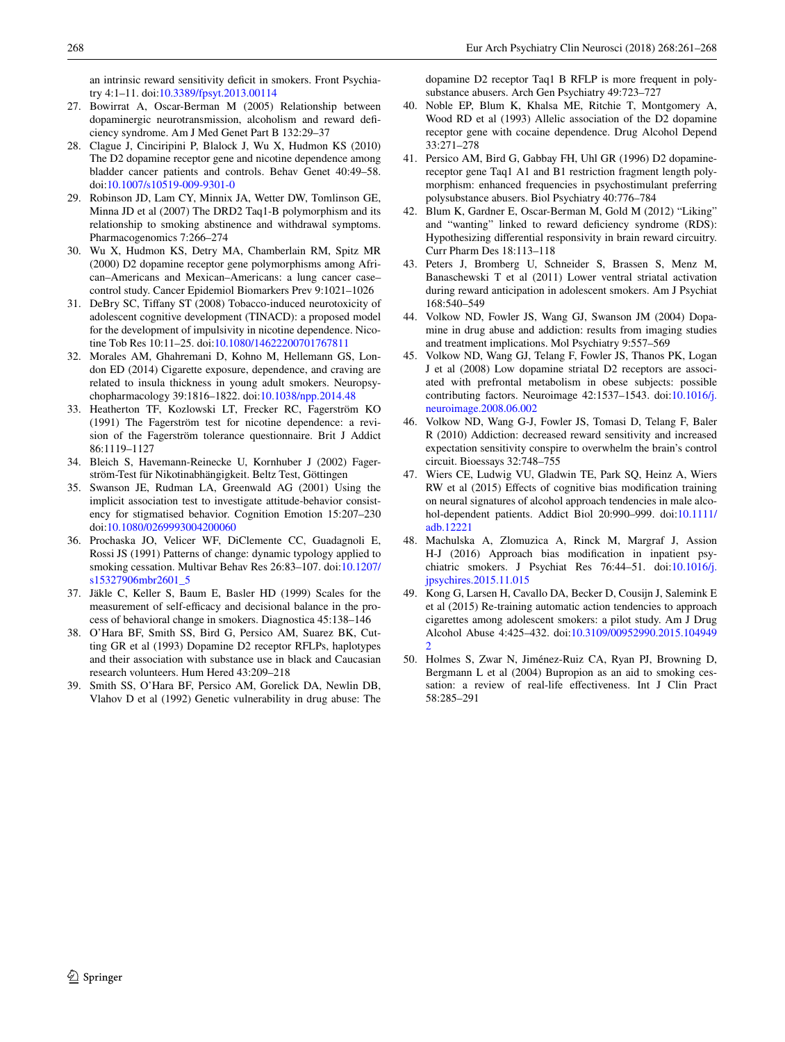an intrinsic reward sensitivity deficit in smokers. Front Psychiatry 4:1–11. doi:10.3389/fpsyt.2013.00114

27. Bowirrat A, Oscar-Berman M (2005) Relationship between dopaminergic neurotransmission, alcoholism and reward deficiency syndrome. Am J Med Genet Part B 132:29–37
28. Clague J, Cinciripini P, Blalock J, Wu X, Hudmon KS (2010) The D2 dopamine receptor gene and nicotine dependence among bladder cancer patients and controls. Behav Genet 40:49–58. doi:10.1007/s10519-009-9301-0
29. Robinson JD, Lam CY, Minnix JA, Wetter DW, Tomlinson GE, Minna JD et al (2007) The DRD2 Taq1-B polymorphism and its relationship to smoking abstinence and withdrawal symptoms. Pharmacogenomics 7:266–274
30. Wu X, Hudmon KS, Detry MA, Chamberlain RM, Spitz MR (2000) D2 dopamine receptor gene polymorphisms among African–Americans and Mexican–Americans: a lung cancer case–control study. Cancer Epidemiol Biomarkers Prev 9:1021–1026
31. DeBry SC, Tiffany ST (2008) Tobacco-induced neurotoxicity of adolescent cognitive development (TINACD): a proposed model for the development of impulsivity in nicotine dependence. Nicotine Tob Res 10:11–25. doi:10.1080/14622200701767811
32. Morales AM, Ghahremani D, Kohno M, Hellemann GS, London ED (2014) Cigarette exposure, dependence, and craving are related to insula thickness in young adult smokers. Neuropsychopharmacology 39:1816–1822. doi:10.1038/npp.2014.48
33. Heatherton TF, Kozlowski LT, Frecker RC, Fagerström KO (1991) The Fagerström test for nicotine dependence: a revision of the Fagerström tolerance questionnaire. Brit J Addict 86:1119–1127
34. Bleich S, Havemann-Reinecke U, Kornhuber J (2002) Fagerström-Test für Nikotinabhängigkeit. Beltz Test, Göttingen
35. Swanson JE, Rudman LA, Greenwald AG (2001) Using the implicit association test to investigate attitude-behavior consistency for stigmatised behavior. Cognition Emotion 15:207–230 doi:10.1080/0269993004200060
36. Prochaska JO, Velicer WF, DiClemente CC, Guadagnoli E, Rossi JS (1991) Patterns of change: dynamic typology applied to smoking cessation. Multivar Behav Res 26:83–107. doi:10.1207/s15327906mbr2601_5
37. Jäkle C, Keller S, Baum E, Basler HD (1999) Scales for the measurement of self-efficacy and decisional balance in the process of behavioral change in smokers. Diagnostica 45:138–146
38. O'Hara BF, Smith SS, Bird G, Persico AM, Suarez BK, Cutting GR et al (1993) Dopamine D2 receptor RFLPs, haplotypes and their association with substance use in black and Caucasian research volunteers. Hum Hered 43:209–218
39. Smith SS, O'Hara BF, Persico AM, Gorelick DA, Newlin DB, Vlahov D et al (1992) Genetic vulnerability in drug abuse: The dopamine D2 receptor Taq1 B RFLP is more frequent in polysubstance abusers. Arch Gen Psychiatry 49:723–727
40. Noble EP, Blum K, Khalsa ME, Ritchie T, Montgomery A, Wood RD et al (1993) Allelic association of the D2 dopamine receptor gene with cocaine dependence. Drug Alcohol Depend 33:271–278
41. Persico AM, Bird G, Gabbay FH, Uhl GR (1996) D2 dopamine-receptor gene Taq1 A1 and B1 restriction fragment length polymorphism: enhanced frequencies in psychostimulant preferring polysubstance abusers. Biol Psychiatry 40:776–784
42. Blum K, Gardner E, Oscar-Berman M, Gold M (2012) "Liking" and "wanting" linked to reward deficiency syndrome (RDS): Hypothesizing differential responsivity in brain reward circuitry. Curr Pharm Des 18:113–118
43. Peters J, Bromberg U, Schneider S, Brassen S, Menz M, Banaschewski T et al (2011) Lower ventral striatal activation during reward anticipation in adolescent smokers. Am J Psychiat 168:540–549
44. Volkow ND, Fowler JS, Wang GJ, Swanson JM (2004) Dopamine in drug abuse and addiction: results from imaging studies and treatment implications. Mol Psychiatry 9:557–569
45. Volkow ND, Wang GJ, Telang F, Fowler JS, Thanos PK, Logan J et al (2008) Low dopamine striatal D2 receptors are associated with prefrontal metabolism in obese subjects: possible contributing factors. Neuroimage 42:1537–1543. doi:10.1016/j.neuroimage.2008.06.002
46. Volkow ND, Wang G-J, Fowler JS, Tomasi D, Telang F, Baler R (2010) Addiction: decreased reward sensitivity and increased expectation sensitivity conspire to overwhelm the brain's control circuit. Bioessays 32:748–755
47. Wiers CE, Ludwig VU, Gladwin TE, Park SQ, Heinz A, Wiers RW et al (2015) Effects of cognitive bias modification training on neural signatures of alcohol approach tendencies in male alcohol-dependent patients. Addict Biol 20:990–999. doi:10.1111/adb.12221
48. Machulska A, Zlomuzica A, Rinck M, Margraf J, Assion H-J (2016) Approach bias modification in inpatient psychiatric smokers. J Psychiat Res 76:44–51. doi:10.1016/j.jpsychires.2015.11.015
49. Kong G, Larsen H, Cavallo DA, Becker D, Cousijn J, Salemink E et al (2015) Re-training automatic action tendencies to approach cigarettes among adolescent smokers: a pilot study. Am J Drug Alcohol Abuse 4:425–432. doi:10.3109/00952990.2015.1049492
50. Holmes S, Zwar N, Jiménez-Ruiz CA, Ryan PJ, Browning D, Bergmann L et al (2004) Bupropion as an aid to smoking cessation: a review of real-life effectiveness. Int J Clin Pract 58:285–291